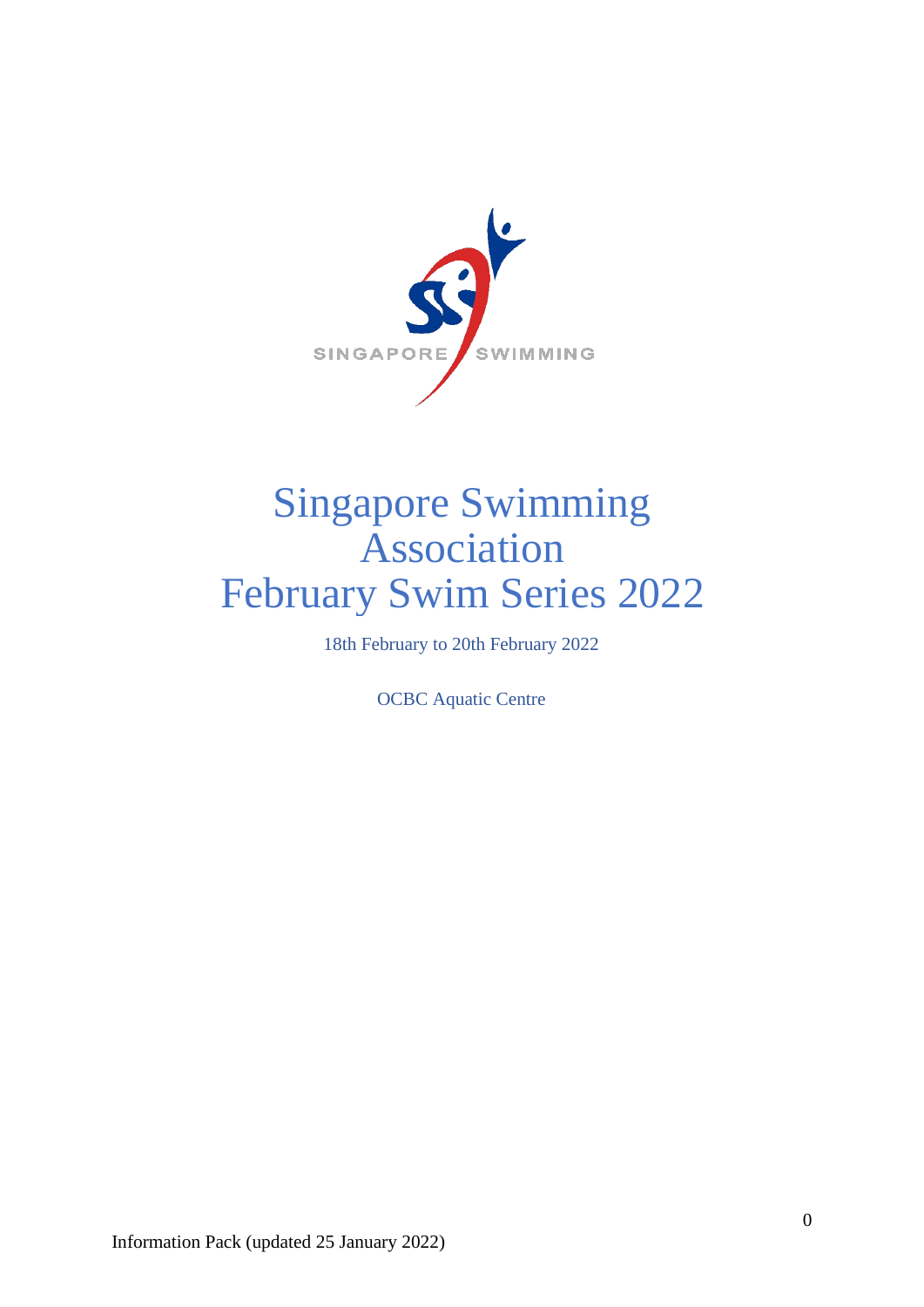# Singapore Swimming Association February Swim Series 2022

18th February to 20th February 2022

OCBC Aquatic Centre

Information Pack (updated 25 January 2022)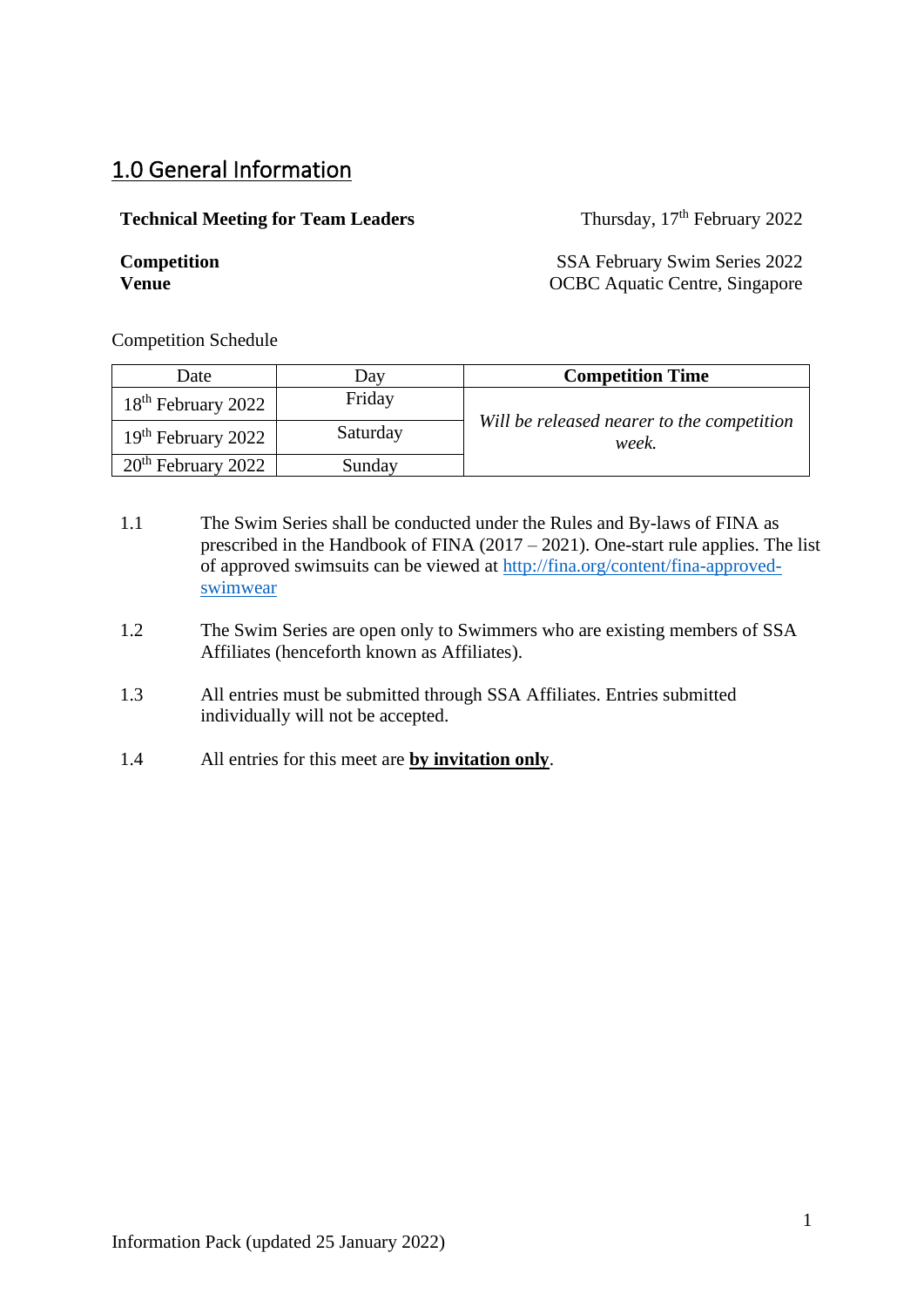## 1.0 General Information

**Technical Meeting for Team Leaders** Thursday, 17th February 2022

**Competition** SSA February Swim Series 2022
**Venue** OCBC Aquatic Centre, Singapore

Competition Schedule

| Date | Day | **Competition Time** |
|---|---|---|
| 18th February 2022 | Friday | *Will be released nearer to the competition week.* |
| 19th February 2022 | Saturday | |
| 20th February 2022 | Sunday | |

1.1 The Swim Series shall be conducted under the Rules and By-laws of FINA as prescribed in the Handbook of FINA (2017 – 2021). One-start rule applies. The list of approved swimsuits can be viewed at [http://fina.org/content/fina-approved-swimwear](http://fina.org/content/fina-approved-swimwear)

1.2 The Swim Series are open only to Swimmers who are existing members of SSA Affiliates (henceforth known as Affiliates).

1.3 All entries must be submitted through SSA Affiliates. Entries submitted individually will not be accepted.

1.4 All entries for this meet are **by invitation only**.

Information Pack (updated 25 January 2022)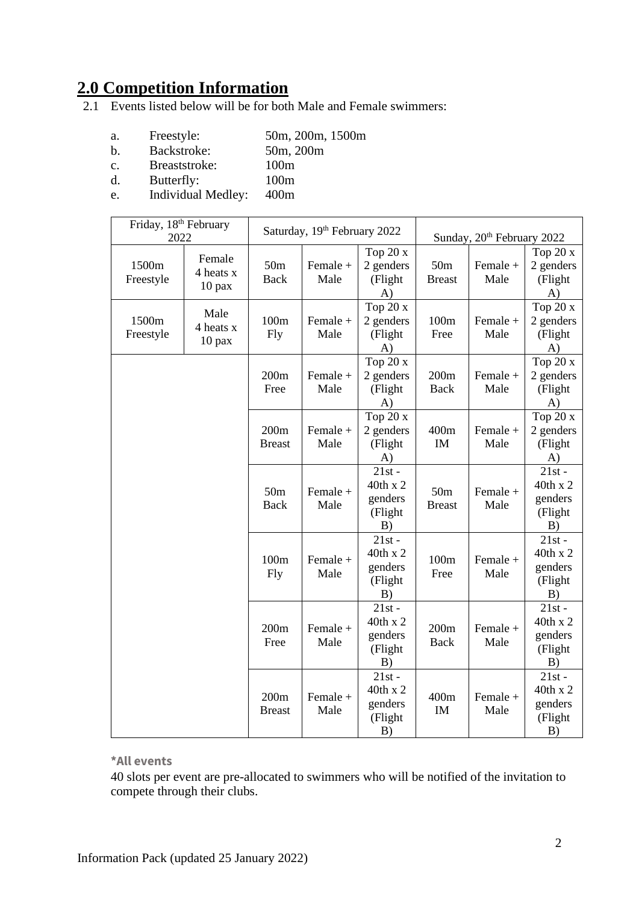## 2.0 Competition Information

2.1 Events listed below will be for both Male and Female swimmers:

a. Freestyle: 50m, 200m, 1500m
b. Backstroke: 50m, 200m
c. Breaststroke: 100m
d. Butterfly: 100m
e. Individual Medley: 400m

| Friday, 18th February 2022 | | Saturday, 19th February 2022 | | | Sunday, 20th February 2022 | | |
|---|---|---|---|---|---|---|---|
| 1500m Freestyle | Female 4 heats x 10 pax | 50m Back | Female + Male | Top 20 x 2 genders (Flight A) | 50m Breast | Female + Male | Top 20 x 2 genders (Flight A) |
| 1500m Freestyle | Male 4 heats x 10 pax | 100m Fly | Female + Male | Top 20 x 2 genders (Flight A) | 100m Free | Female + Male | Top 20 x 2 genders (Flight A) |
| | | 200m Free | Female + Male | Top 20 x 2 genders (Flight A) | 200m Back | Female + Male | Top 20 x 2 genders (Flight A) |
| | | 200m Breast | Female + Male | Top 20 x 2 genders (Flight A) | 400m IM | Female + Male | Top 20 x 2 genders (Flight A) |
| | | 50m Back | Female + Male | 21st - 40th x 2 genders (Flight B) | 50m Breast | Female + Male | 21st - 40th x 2 genders (Flight B) |
| | | 100m Fly | Female + Male | 21st - 40th x 2 genders (Flight B) | 100m Free | Female + Male | 21st - 40th x 2 genders (Flight B) |
| | | 200m Free | Female + Male | 21st - 40th x 2 genders (Flight B) | 200m Back | Female + Male | 21st - 40th x 2 genders (Flight B) |
| | | 200m Breast | Female + Male | 21st - 40th x 2 genders (Flight B) | 400m IM | Female + Male | 21st - 40th x 2 genders (Flight B) |

**\*All events**

40 slots per event are pre-allocated to swimmers who will be notified of the invitation to compete through their clubs.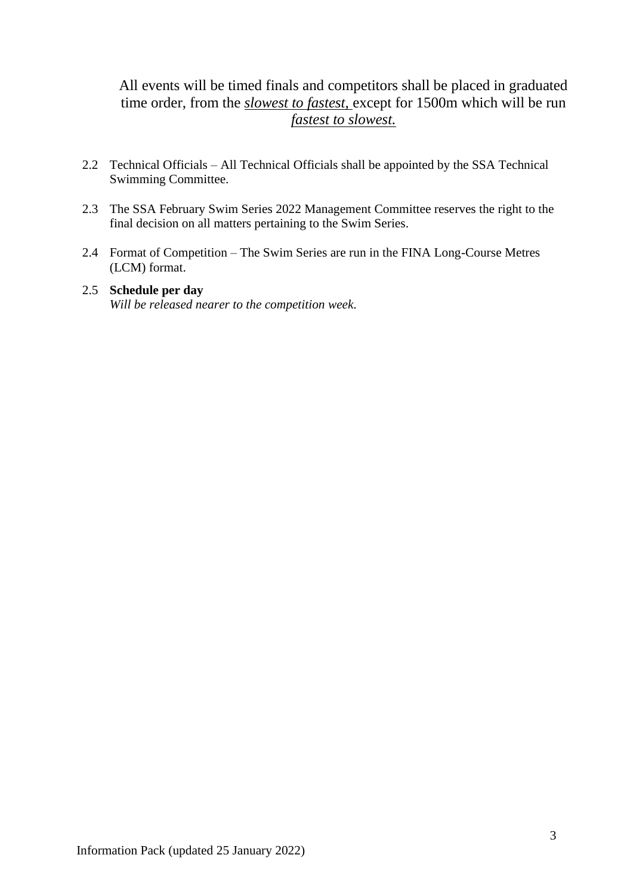All events will be timed finals and competitors shall be placed in graduated time order, from the *slowest to fastest,* except for 1500m which will be run *fastest to slowest.*

2.2 Technical Officials – All Technical Officials shall be appointed by the SSA Technical Swimming Committee.

2.3 The SSA February Swim Series 2022 Management Committee reserves the right to the final decision on all matters pertaining to the Swim Series.

2.4 Format of Competition – The Swim Series are run in the FINA Long-Course Metres (LCM) format.

2.5 **Schedule per day**
*Will be released nearer to the competition week.*

Information Pack (updated 25 January 2022)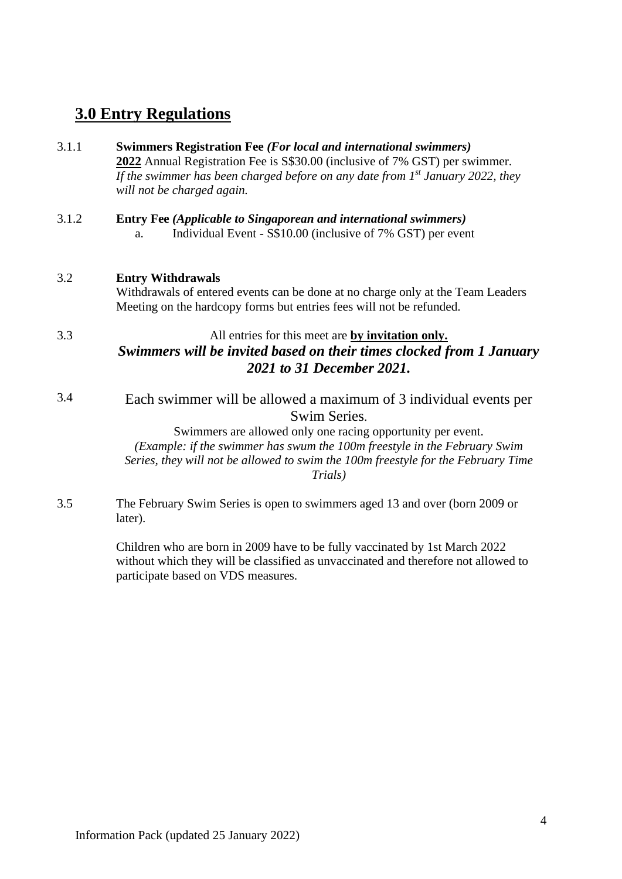## 3.0 Entry Regulations

3.1.1 **Swimmers Registration Fee** ***(For local and international swimmers)***
**2022** Annual Registration Fee is S$30.00 (inclusive of 7% GST) per swimmer.
*If the swimmer has been charged before on any date from 1st January 2022, they will not be charged again.*

3.1.2 **Entry Fee** ***(Applicable to Singaporean and international swimmers)***

a. Individual Event - S$10.00 (inclusive of 7% GST) per event

3.2 **Entry Withdrawals**
Withdrawals of entered events can be done at no charge only at the Team Leaders Meeting on the hardcopy forms but entries fees will not be refunded.

3.3 All entries for this meet are **by invitation only.**
***Swimmers will be invited based on their times clocked from 1 January 2021 to 31 December 2021.***

3.4 Each swimmer will be allowed a maximum of 3 individual events per Swim Series.
Swimmers are allowed only one racing opportunity per event.
*(Example: if the swimmer has swum the 100m freestyle in the February Swim Series, they will not be allowed to swim the 100m freestyle for the February Time Trials)*

3.5 The February Swim Series is open to swimmers aged 13 and over (born 2009 or later).

Children who are born in 2009 have to be fully vaccinated by 1st March 2022 without which they will be classified as unvaccinated and therefore not allowed to participate based on VDS measures.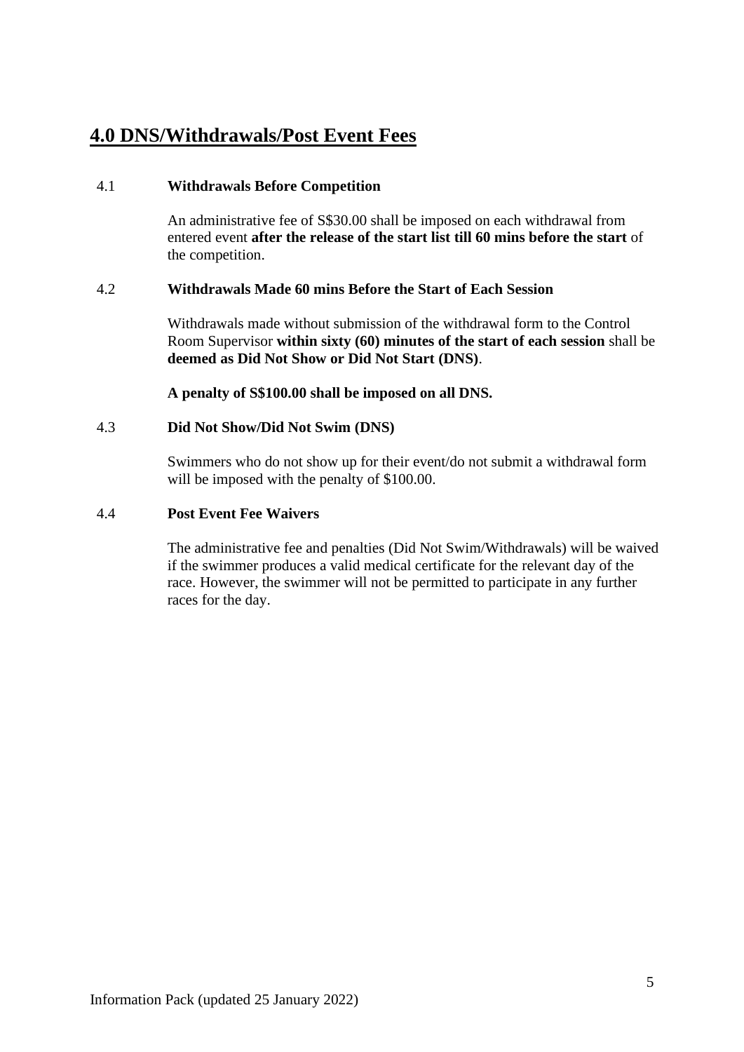## 4.0 DNS/Withdrawals/Post Event Fees

4.1 **Withdrawals Before Competition**

An administrative fee of S$30.00 shall be imposed on each withdrawal from entered event **after the release of the start list till 60 mins before the start** of the competition.

4.2 **Withdrawals Made 60 mins Before the Start of Each Session**

Withdrawals made without submission of the withdrawal form to the Control Room Supervisor **within sixty (60) minutes of the start of each session** shall be **deemed as Did Not Show or Did Not Start (DNS)**.

**A penalty of S$100.00 shall be imposed on all DNS.**

4.3 **Did Not Show/Did Not Swim (DNS)**

Swimmers who do not show up for their event/do not submit a withdrawal form will be imposed with the penalty of $100.00.

4.4 **Post Event Fee Waivers**

The administrative fee and penalties (Did Not Swim/Withdrawals) will be waived if the swimmer produces a valid medical certificate for the relevant day of the race. However, the swimmer will not be permitted to participate in any further races for the day.

Information Pack (updated 25 January 2022)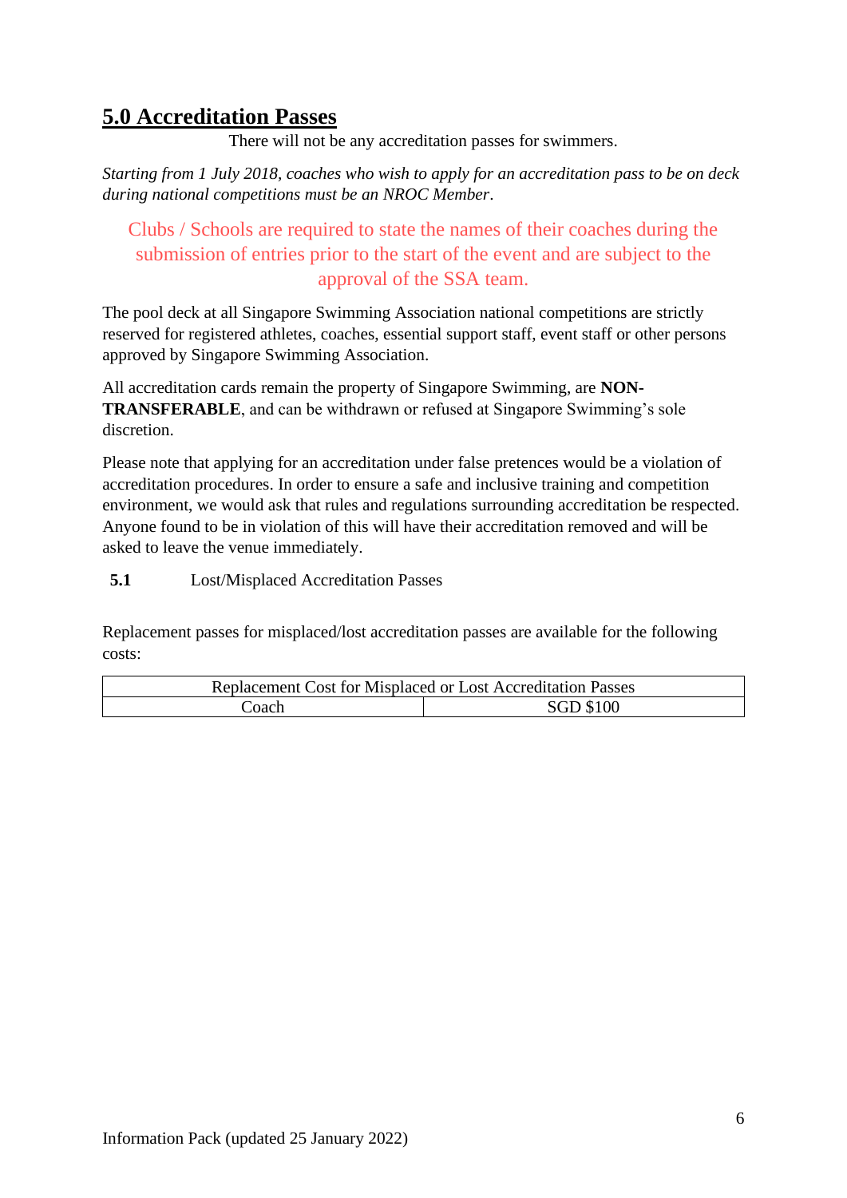## 5.0 Accreditation Passes

There will not be any accreditation passes for swimmers.

*Starting from 1 July 2018, coaches who wish to apply for an accreditation pass to be on deck during national competitions must be an NROC Member*.

Clubs / Schools are required to state the names of their coaches during the submission of entries prior to the start of the event and are subject to the approval of the SSA team.

The pool deck at all Singapore Swimming Association national competitions are strictly reserved for registered athletes, coaches, essential support staff, event staff or other persons approved by Singapore Swimming Association.

All accreditation cards remain the property of Singapore Swimming, are **NON-TRANSFERABLE**, and can be withdrawn or refused at Singapore Swimming's sole discretion.

Please note that applying for an accreditation under false pretences would be a violation of accreditation procedures. In order to ensure a safe and inclusive training and competition environment, we would ask that rules and regulations surrounding accreditation be respected. Anyone found to be in violation of this will have their accreditation removed and will be asked to leave the venue immediately.

### 5.1 Lost/Misplaced Accreditation Passes

Replacement passes for misplaced/lost accreditation passes are available for the following costs:

| Replacement Cost for Misplaced or Lost Accreditation Passes | |
|---|---|
| Coach | SGD $100 |

Information Pack (updated 25 January 2022)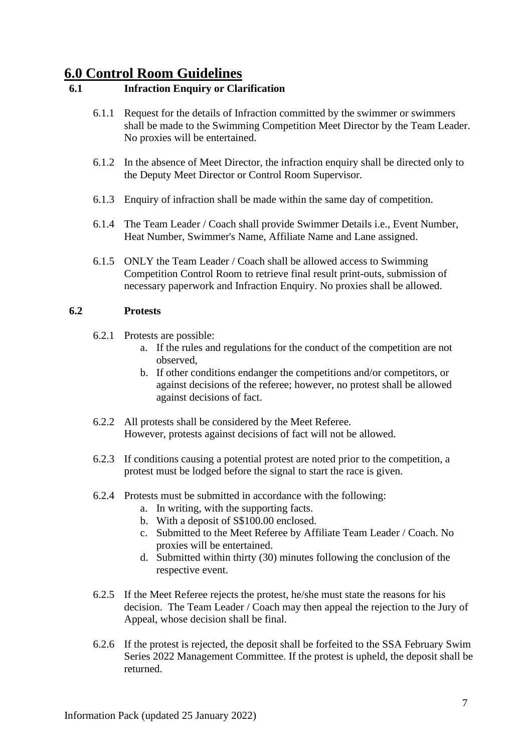# 6.0 Control Room Guidelines

## 6.1 Infraction Enquiry or Clarification

6.1.1 Request for the details of Infraction committed by the swimmer or swimmers shall be made to the Swimming Competition Meet Director by the Team Leader. No proxies will be entertained.

6.1.2 In the absence of Meet Director, the infraction enquiry shall be directed only to the Deputy Meet Director or Control Room Supervisor.

6.1.3 Enquiry of infraction shall be made within the same day of competition.

6.1.4 The Team Leader / Coach shall provide Swimmer Details i.e., Event Number, Heat Number, Swimmer's Name, Affiliate Name and Lane assigned.

6.1.5 ONLY the Team Leader / Coach shall be allowed access to Swimming Competition Control Room to retrieve final result print-outs, submission of necessary paperwork and Infraction Enquiry. No proxies shall be allowed.

## 6.2 Protests

6.2.1 Protests are possible:

a. If the rules and regulations for the conduct of the competition are not observed,
b. If other conditions endanger the competitions and/or competitors, or against decisions of the referee; however, no protest shall be allowed against decisions of fact.

6.2.2 All protests shall be considered by the Meet Referee.
However, protests against decisions of fact will not be allowed.

6.2.3 If conditions causing a potential protest are noted prior to the competition, a protest must be lodged before the signal to start the race is given.

6.2.4 Protests must be submitted in accordance with the following:

a. In writing, with the supporting facts.
b. With a deposit of S$100.00 enclosed.
c. Submitted to the Meet Referee by Affiliate Team Leader / Coach. No proxies will be entertained.
d. Submitted within thirty (30) minutes following the conclusion of the respective event.

6.2.5 If the Meet Referee rejects the protest, he/she must state the reasons for his decision. The Team Leader / Coach may then appeal the rejection to the Jury of Appeal, whose decision shall be final.

6.2.6 If the protest is rejected, the deposit shall be forfeited to the SSA February Swim Series 2022 Management Committee. If the protest is upheld, the deposit shall be returned.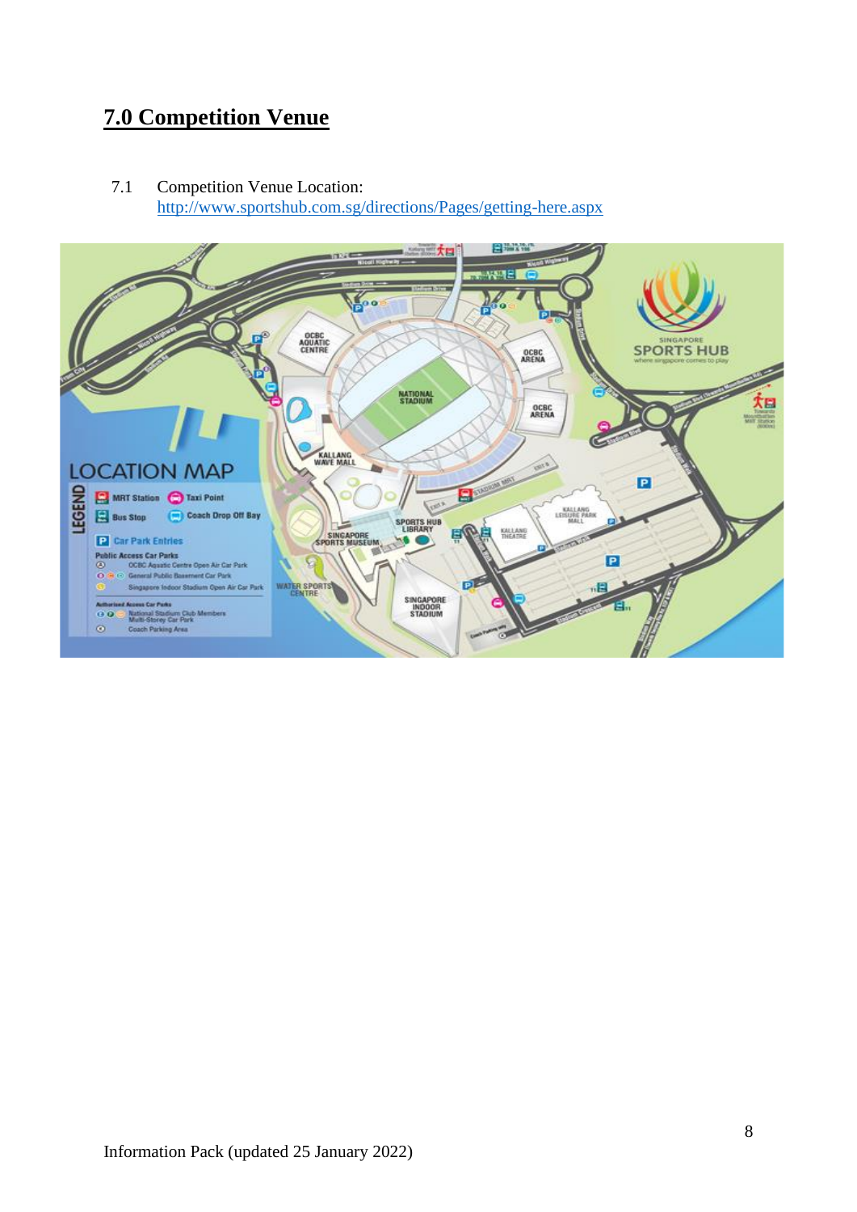# 7.0 Competition Venue

7.1 Competition Venue Location: http://www.sportshub.com.sg/directions/Pages/getting-here.aspx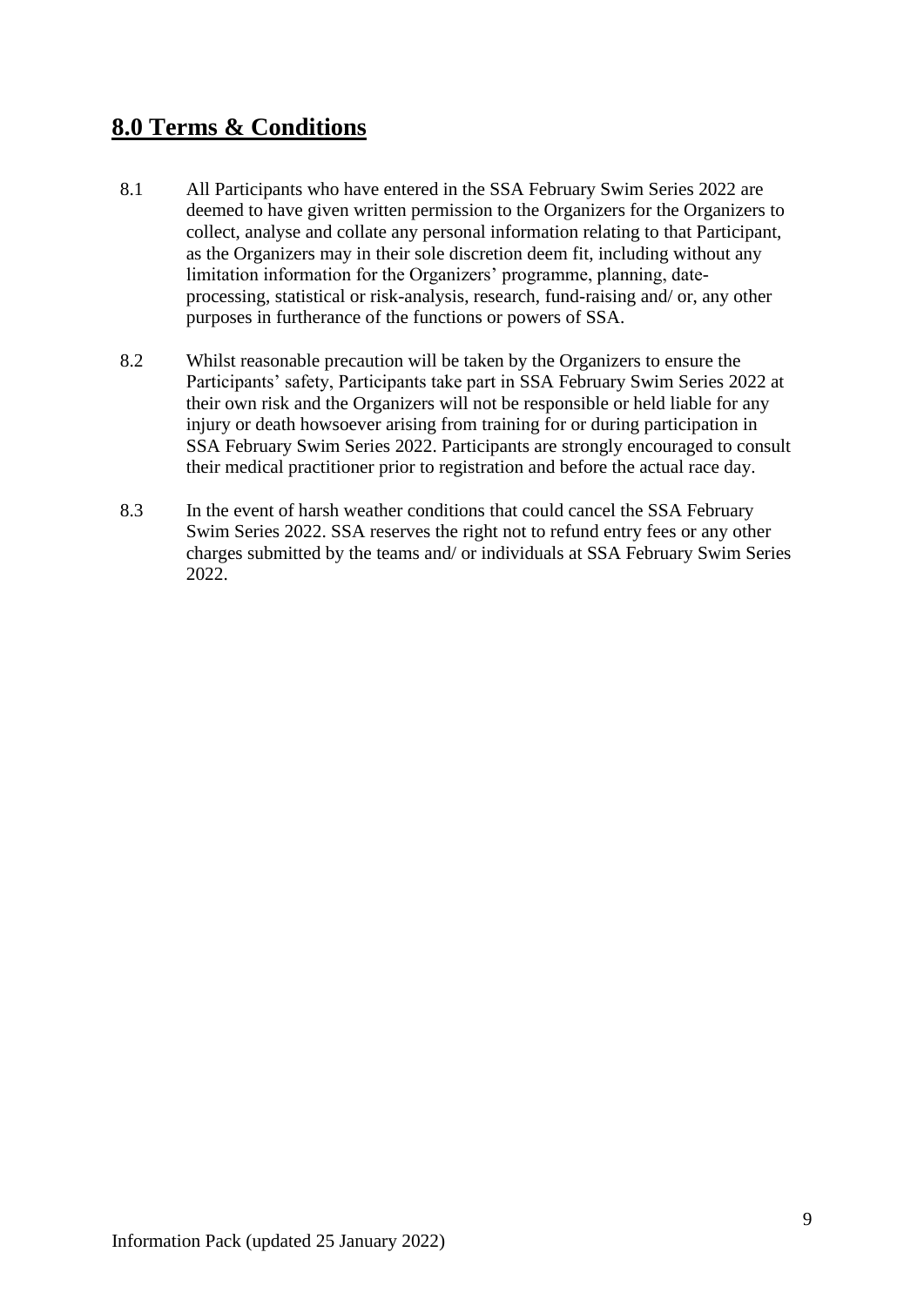## 8.0 Terms & Conditions

8.1 All Participants who have entered in the SSA February Swim Series 2022 are deemed to have given written permission to the Organizers for the Organizers to collect, analyse and collate any personal information relating to that Participant, as the Organizers may in their sole discretion deem fit, including without any limitation information for the Organizers' programme, planning, date-processing, statistical or risk-analysis, research, fund-raising and/ or, any other purposes in furtherance of the functions or powers of SSA.

8.2 Whilst reasonable precaution will be taken by the Organizers to ensure the Participants' safety, Participants take part in SSA February Swim Series 2022 at their own risk and the Organizers will not be responsible or held liable for any injury or death howsoever arising from training for or during participation in SSA February Swim Series 2022. Participants are strongly encouraged to consult their medical practitioner prior to registration and before the actual race day.

8.3 In the event of harsh weather conditions that could cancel the SSA February Swim Series 2022. SSA reserves the right not to refund entry fees or any other charges submitted by the teams and/ or individuals at SSA February Swim Series 2022.

Information Pack (updated 25 January 2022)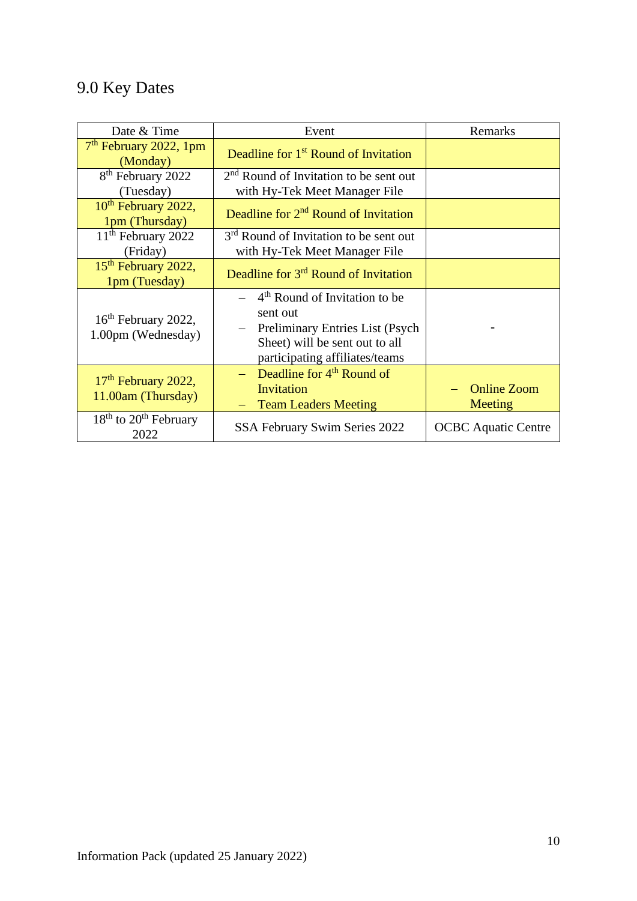# 9.0 Key Dates

| Date & Time | Event | Remarks |
| --- | --- | --- |
| 7th February 2022, 1pm (Monday) | Deadline for 1st Round of Invitation | |
| 8th February 2022 (Tuesday) | 2nd Round of Invitation to be sent out with Hy-Tek Meet Manager File | |
| 10th February 2022, 1pm (Thursday) | Deadline for 2nd Round of Invitation | |
| 11th February 2022 (Friday) | 3rd Round of Invitation to be sent out with Hy-Tek Meet Manager File | |
| 15th February 2022, 1pm (Tuesday) | Deadline for 3rd Round of Invitation | |
| 16th February 2022, 1.00pm (Wednesday) | – 4th Round of Invitation to be sent out<br>– Preliminary Entries List (Psych Sheet) will be sent out to all participating affiliates/teams | - |
| 17th February 2022, 11.00am (Thursday) | – Deadline for 4th Round of Invitation<br>– Team Leaders Meeting | – Online Zoom Meeting |
| 18th to 20th February 2022 | SSA February Swim Series 2022 | OCBC Aquatic Centre |

Information Pack (updated 25 January 2022)